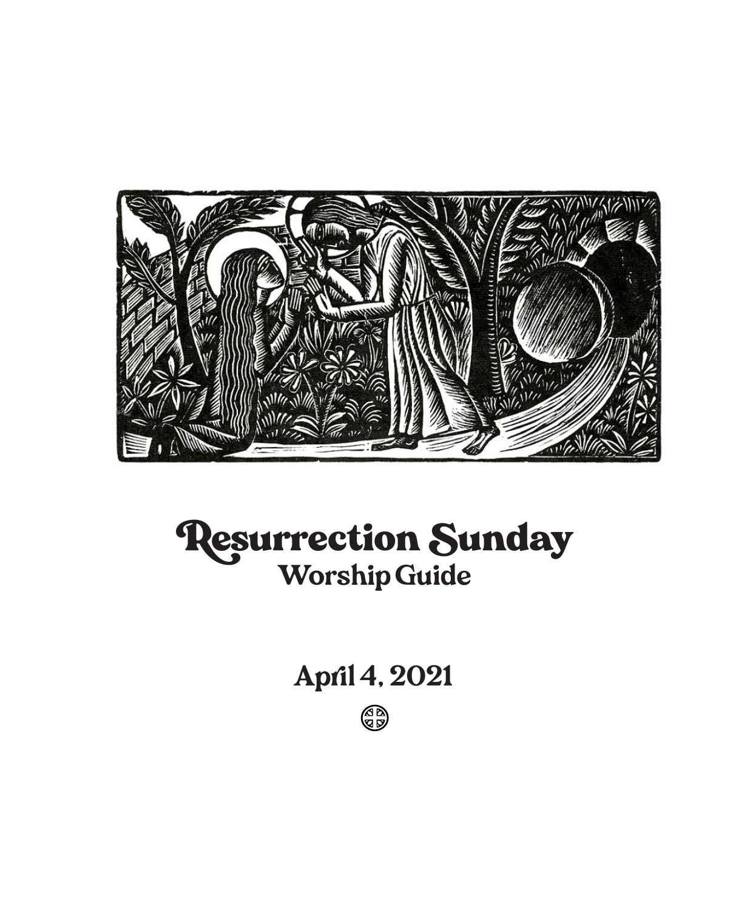# Resurrection Sunday

## Worship Guide

**April 4, 2021**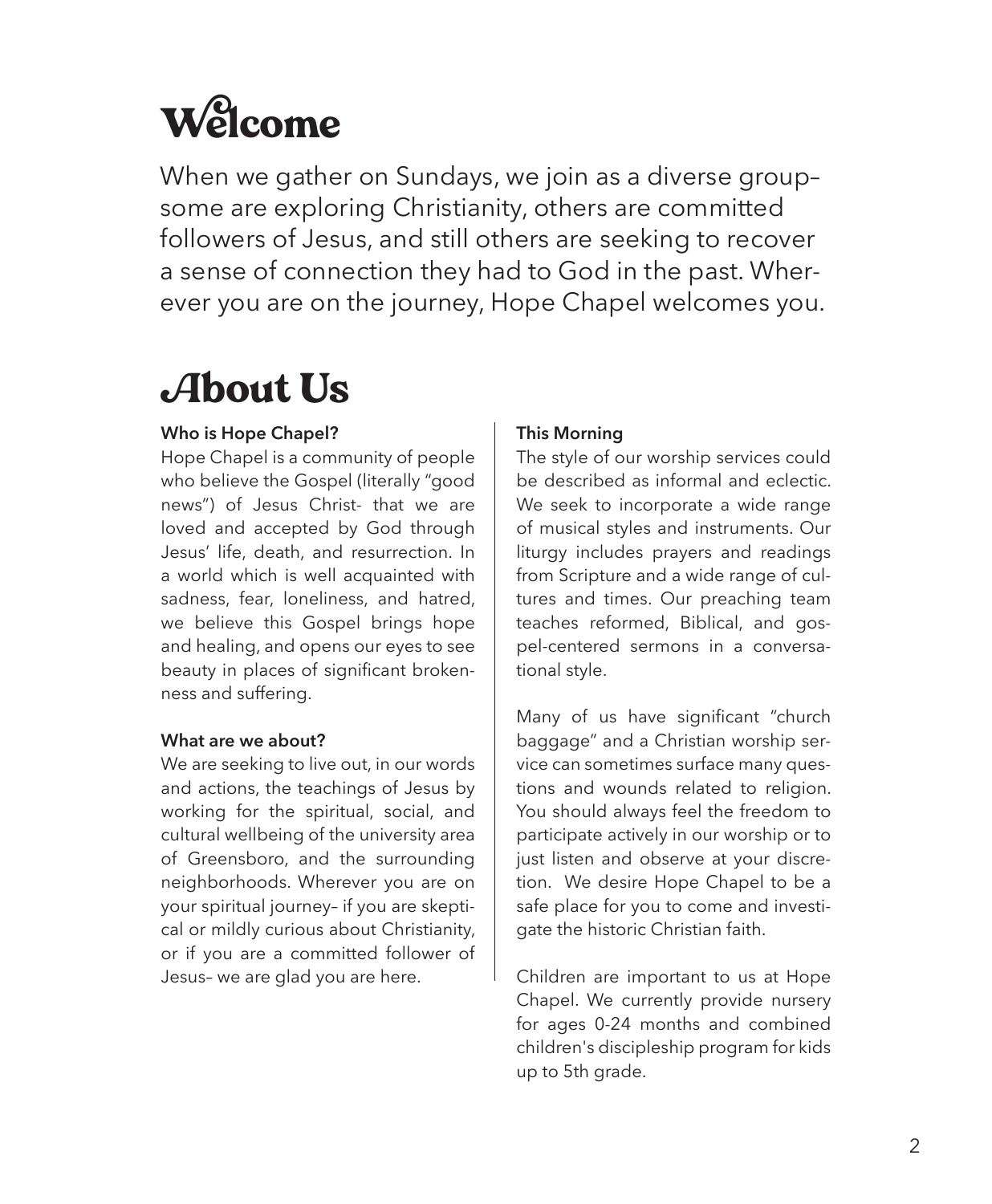# Welcome

When we gather on Sundays, we join as a diverse group– some are exploring Christianity, others are committed followers of Jesus, and still others are seeking to recover a sense of connection they had to God in the past. Wherever you are on the journey, Hope Chapel welcomes you.

# About Us

**Who is Hope Chapel?**

Hope Chapel is a community of people who believe the Gospel (literally "good news") of Jesus Christ- that we are loved and accepted by God through Jesus' life, death, and resurrection. In a world which is well acquainted with sadness, fear, loneliness, and hatred, we believe this Gospel brings hope and healing, and opens our eyes to see beauty in places of significant brokenness and suffering.

**What are we about?**

We are seeking to live out, in our words and actions, the teachings of Jesus by working for the spiritual, social, and cultural wellbeing of the university area of Greensboro, and the surrounding neighborhoods. Wherever you are on your spiritual journey– if you are skeptical or mildly curious about Christianity, or if you are a committed follower of Jesus– we are glad you are here.

**This Morning**

The style of our worship services could be described as informal and eclectic. We seek to incorporate a wide range of musical styles and instruments. Our liturgy includes prayers and readings from Scripture and a wide range of cultures and times. Our preaching team teaches reformed, Biblical, and gospel-centered sermons in a conversational style.

Many of us have significant "church baggage" and a Christian worship service can sometimes surface many questions and wounds related to religion. You should always feel the freedom to participate actively in our worship or to just listen and observe at your discretion. We desire Hope Chapel to be a safe place for you to come and investigate the historic Christian faith.

Children are important to us at Hope Chapel. We currently provide nursery for ages 0-24 months and combined children's discipleship program for kids up to 5th grade.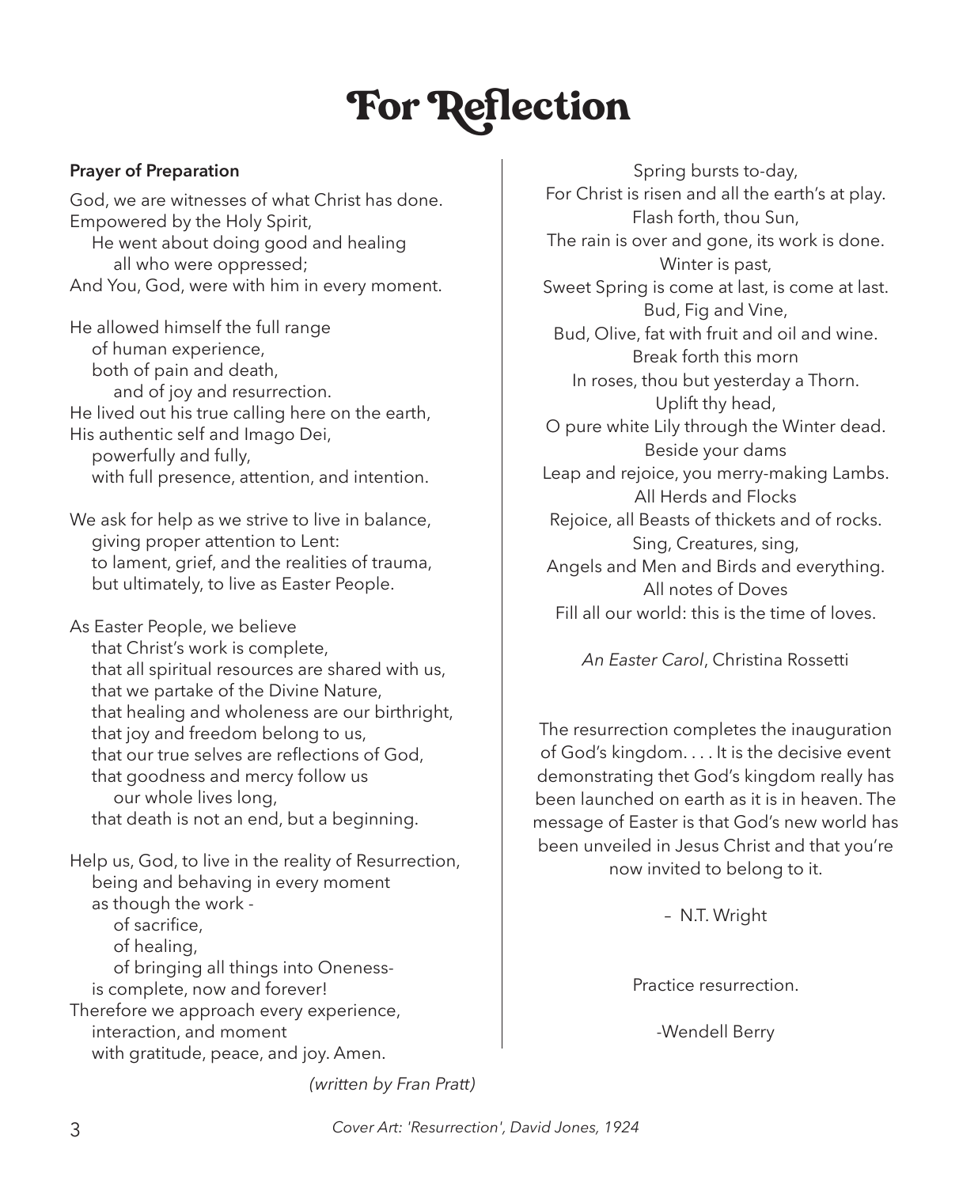# For Reflection

**Prayer of Preparation**

God, we are witnesses of what Christ has done.
Empowered by the Holy Spirit,
He went about doing good and healing
all who were oppressed;
And You, God, were with him in every moment.

He allowed himself the full range
of human experience,
both of pain and death,
and of joy and resurrection.
He lived out his true calling here on the earth,
His authentic self and Imago Dei,
powerfully and fully,
with full presence, attention, and intention.

We ask for help as we strive to live in balance,
giving proper attention to Lent:
to lament, grief, and the realities of trauma,
but ultimately, to live as Easter People.

As Easter People, we believe
that Christ's work is complete,
that all spiritual resources are shared with us,
that we partake of the Divine Nature,
that healing and wholeness are our birthright,
that joy and freedom belong to us,
that our true selves are reflections of God,
that goodness and mercy follow us
our whole lives long,
that death is not an end, but a beginning.

Help us, God, to live in the reality of Resurrection,
being and behaving in every moment
as though the work -
of sacrifice,
of healing,
of bringing all things into Oneness-
is complete, now and forever!
Therefore we approach every experience,
interaction, and moment
with gratitude, peace, and joy. Amen.

*(written by Fran Pratt)*

Spring bursts to-day,
For Christ is risen and all the earth's at play.
Flash forth, thou Sun,
The rain is over and gone, its work is done.
Winter is past,
Sweet Spring is come at last, is come at last.
Bud, Fig and Vine,
Bud, Olive, fat with fruit and oil and wine.
Break forth this morn
In roses, thou but yesterday a Thorn.
Uplift thy head,
O pure white Lily through the Winter dead.
Beside your dams
Leap and rejoice, you merry-making Lambs.
All Herds and Flocks
Rejoice, all Beasts of thickets and of rocks.
Sing, Creatures, sing,
Angels and Men and Birds and everything.
All notes of Doves
Fill all our world: this is the time of loves.

*An Easter Carol*, Christina Rossetti

The resurrection completes the inauguration of God's kingdom. . . . It is the decisive event demonstrating thet God's kingdom really has been launched on earth as it is in heaven. The message of Easter is that God's new world has been unveiled in Jesus Christ and that you're now invited to belong to it.

– N.T. Wright

Practice resurrection.

-Wendell Berry

*Cover Art: 'Resurrection', David Jones, 1924*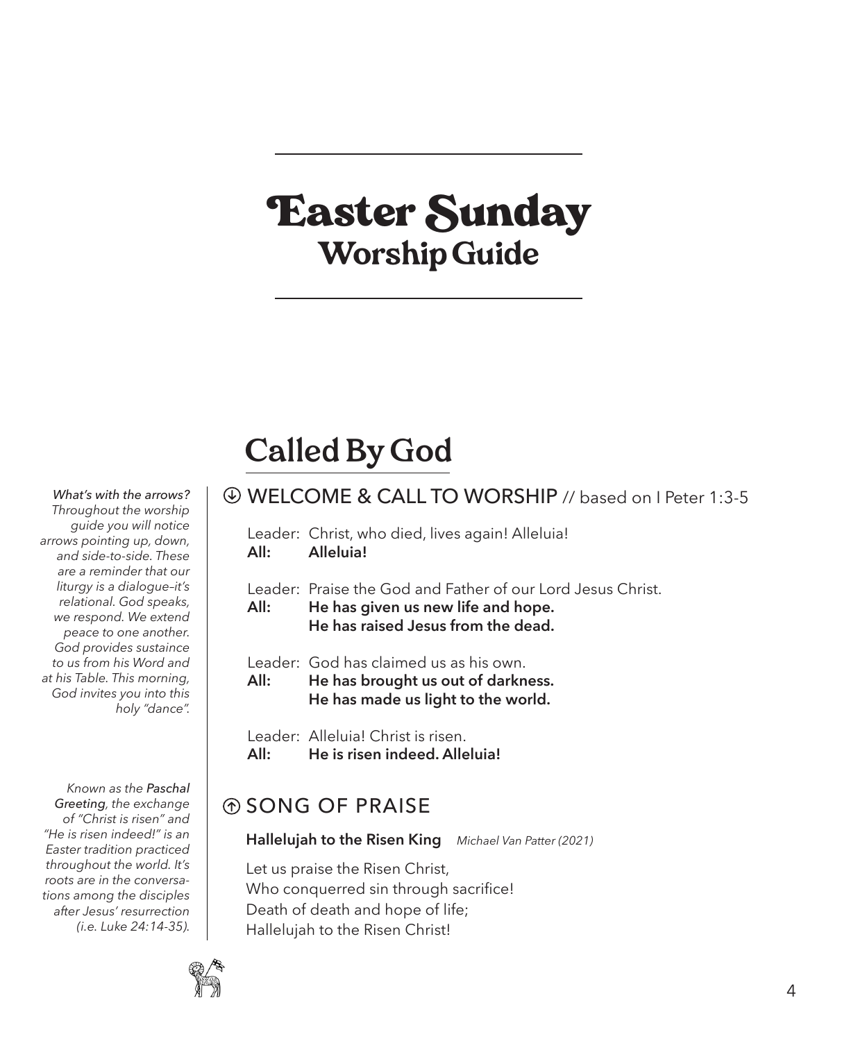# Easter Sunday
## Worship Guide

## Called By God

*What's with the arrows? Throughout the worship guide you will notice arrows pointing up, down, and side-to-side. These are a reminder that our liturgy is a dialogue–it's relational. God speaks, we respond. We extend peace to one another. God provides sustaince to us from his Word and at his Table. This morning, God invites you into this holy "dance".*

### ↓ WELCOME & CALL TO WORSHIP // based on I Peter 1:3-5

Leader: Christ, who died, lives again! Alleluia!
**All: Alleluia!**

Leader: Praise the God and Father of our Lord Jesus Christ.
**All: He has given us new life and hope.
He has raised Jesus from the dead.**

Leader: God has claimed us as his own.
**All: He has brought us out of darkness.
He has made us light to the world.**

Leader: Alleluia! Christ is risen.
**All: He is risen indeed. Alleluia!**

*Known as the Paschal Greeting, the exchange of "Christ is risen" and "He is risen indeed!" is an Easter tradition practiced throughout the world. It's roots are in the conversations among the disciples after Jesus' resurrection (i.e. Luke 24:14-35).*

### ↑ SONG OF PRAISE

**Hallelujah to the Risen King** *Michael Van Patter (2021)*

Let us praise the Risen Christ,
Who conquerred sin through sacrifice!
Death of death and hope of life;
Hallelujah to the Risen Christ!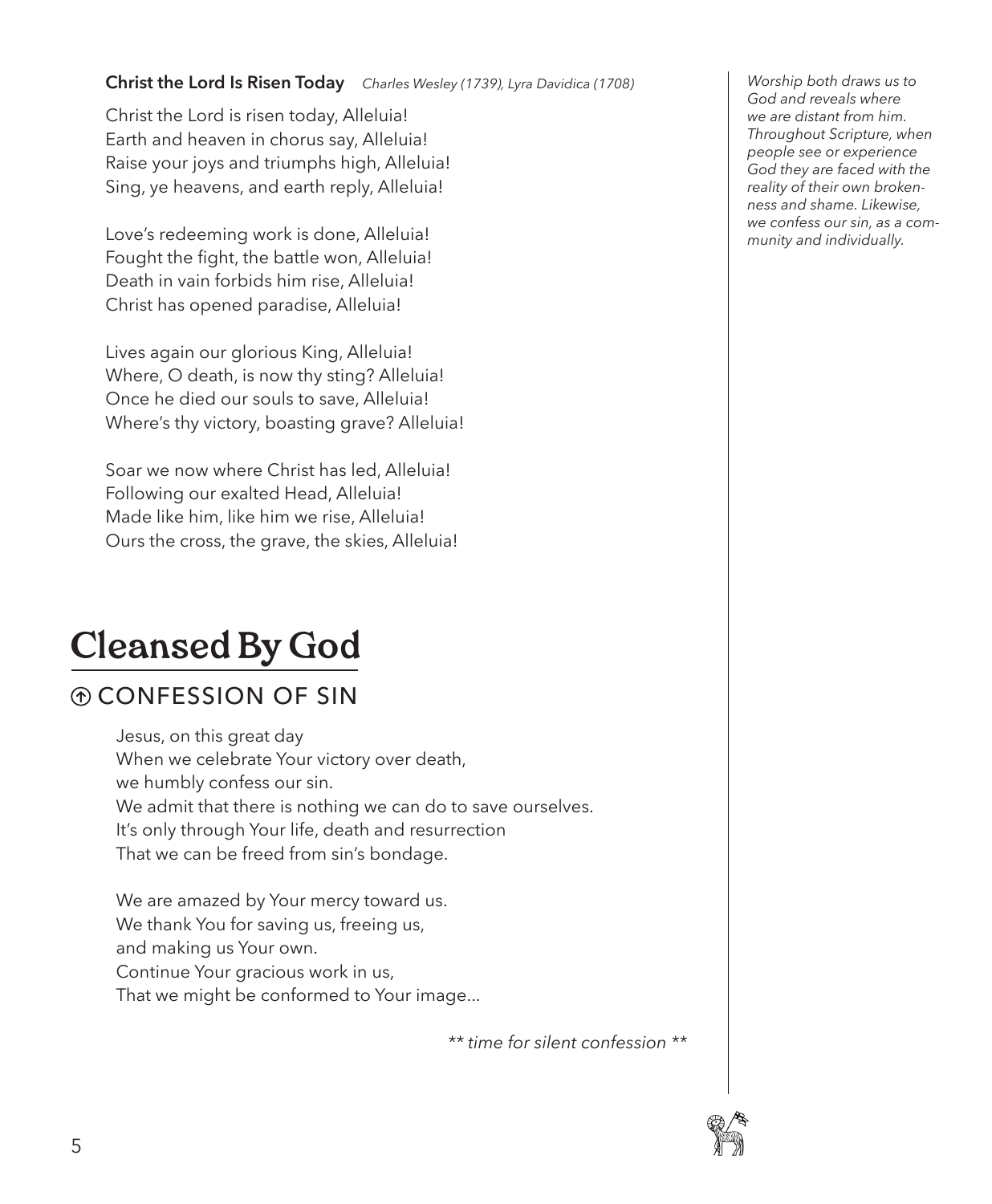**Christ the Lord Is Risen Today** *Charles Wesley (1739), Lyra Davidica (1708)*

Christ the Lord is risen today, Alleluia!
Earth and heaven in chorus say, Alleluia!
Raise your joys and triumphs high, Alleluia!
Sing, ye heavens, and earth reply, Alleluia!

Love's redeeming work is done, Alleluia!
Fought the fight, the battle won, Alleluia!
Death in vain forbids him rise, Alleluia!
Christ has opened paradise, Alleluia!

Lives again our glorious King, Alleluia!
Where, O death, is now thy sting? Alleluia!
Once he died our souls to save, Alleluia!
Where's thy victory, boasting grave? Alleluia!

Soar we now where Christ has led, Alleluia!
Following our exalted Head, Alleluia!
Made like him, like him we rise, Alleluia!
Ours the cross, the grave, the skies, Alleluia!

# Cleansed By God

## ⓘ CONFESSION OF SIN

*Worship both draws us to God and reveals where we are distant from him. Throughout Scripture, when people see or experience God they are faced with the reality of their own brokenness and shame. Likewise, we confess our sin, as a community and individually.*

Jesus, on this great day
When we celebrate Your victory over death,
we humbly confess our sin.
We admit that there is nothing we can do to save ourselves.
It's only through Your life, death and resurrection
That we can be freed from sin's bondage.

We are amazed by Your mercy toward us.
We thank You for saving us, freeing us,
and making us Your own.
Continue Your gracious work in us,
That we might be conformed to Your image...

*\*\* time for silent confession \*\**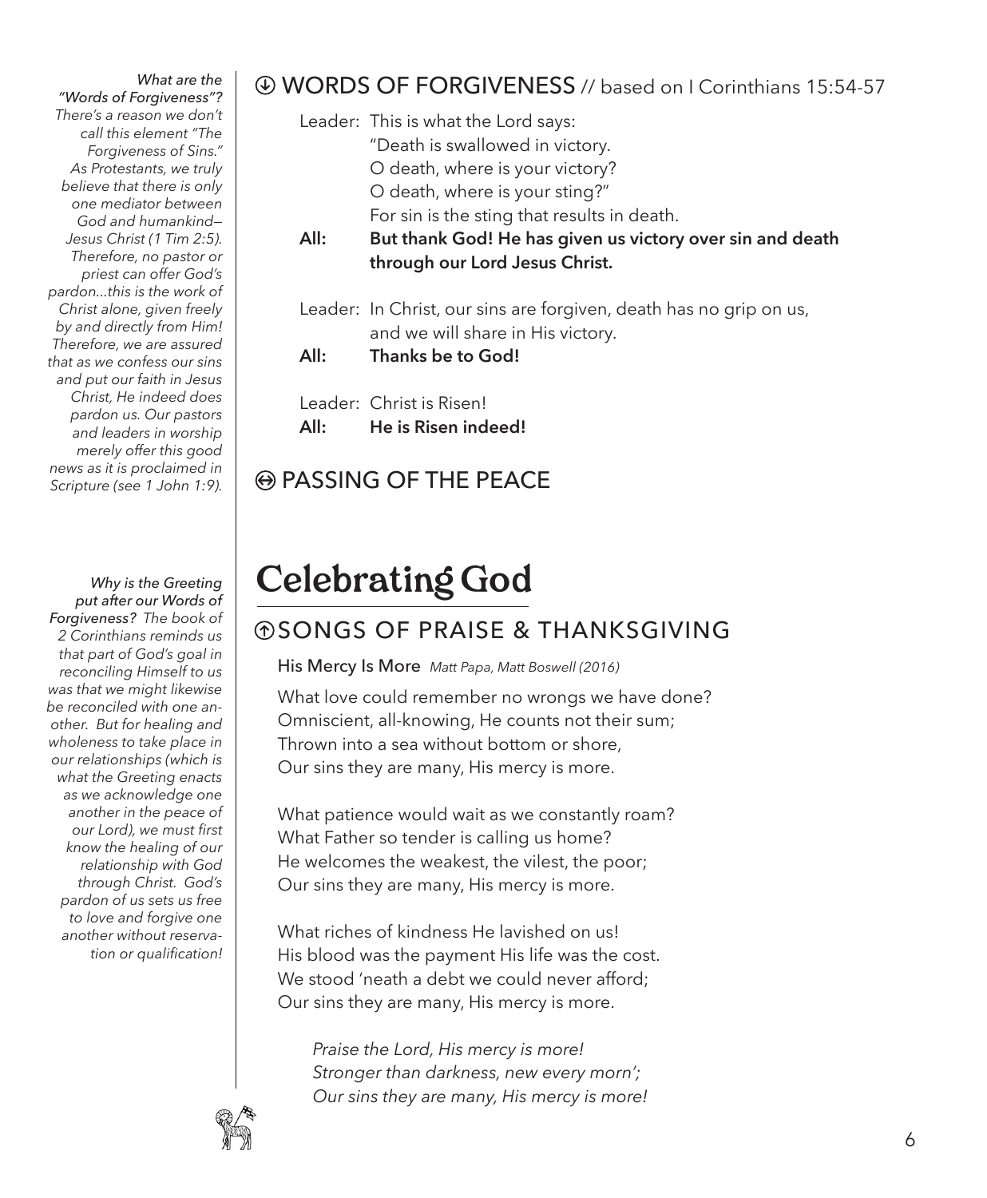*What are the "Words of Forgiveness"? There's a reason we don't call this element "The Forgiveness of Sins." As Protestants, we truly believe that there is only one mediator between God and humankind—Jesus Christ (1 Tim 2:5). Therefore, no pastor or priest can offer God's pardon...this is the work of Christ alone, given freely by and directly from Him! Therefore, we are assured that as we confess our sins and put our faith in Jesus Christ, He indeed does pardon us. Our pastors and leaders in worship merely offer this good news as it is proclaimed in Scripture (see 1 John 1:9).*

## WORDS OF FORGIVENESS // based on I Corinthians 15:54-57

Leader: This is what the Lord says:
"Death is swallowed in victory.
O death, where is your victory?
O death, where is your sting?"
For sin is the sting that results in death.

**All: But thank God! He has given us victory over sin and death through our Lord Jesus Christ.**

Leader: In Christ, our sins are forgiven, death has no grip on us, and we will share in His victory.

**All: Thanks be to God!**

Leader: Christ is Risen!

**All: He is Risen indeed!**

## PASSING OF THE PEACE

*Why is the Greeting put after our Words of Forgiveness? The book of 2 Corinthians reminds us that part of God's goal in reconciling Himself to us was that we might likewise be reconciled with one another. But for healing and wholeness to take place in our relationships (which is what the Greeting enacts as we acknowledge one another in the peace of our Lord), we must first know the healing of our relationship with God through Christ. God's pardon of us sets us free to love and forgive one another without reservation or qualification!*

# Celebrating God

## SONGS OF PRAISE & THANKSGIVING

His Mercy Is More *Matt Papa, Matt Boswell (2016)*

What love could remember no wrongs we have done?
Omniscient, all-knowing, He counts not their sum;
Thrown into a sea without bottom or shore,
Our sins they are many, His mercy is more.

What patience would wait as we constantly roam?
What Father so tender is calling us home?
He welcomes the weakest, the vilest, the poor;
Our sins they are many, His mercy is more.

What riches of kindness He lavished on us!
His blood was the payment His life was the cost.
We stood 'neath a debt we could never afford;
Our sins they are many, His mercy is more.

*Praise the Lord, His mercy is more!*
*Stronger than darkness, new every morn';*
*Our sins they are many, His mercy is more!*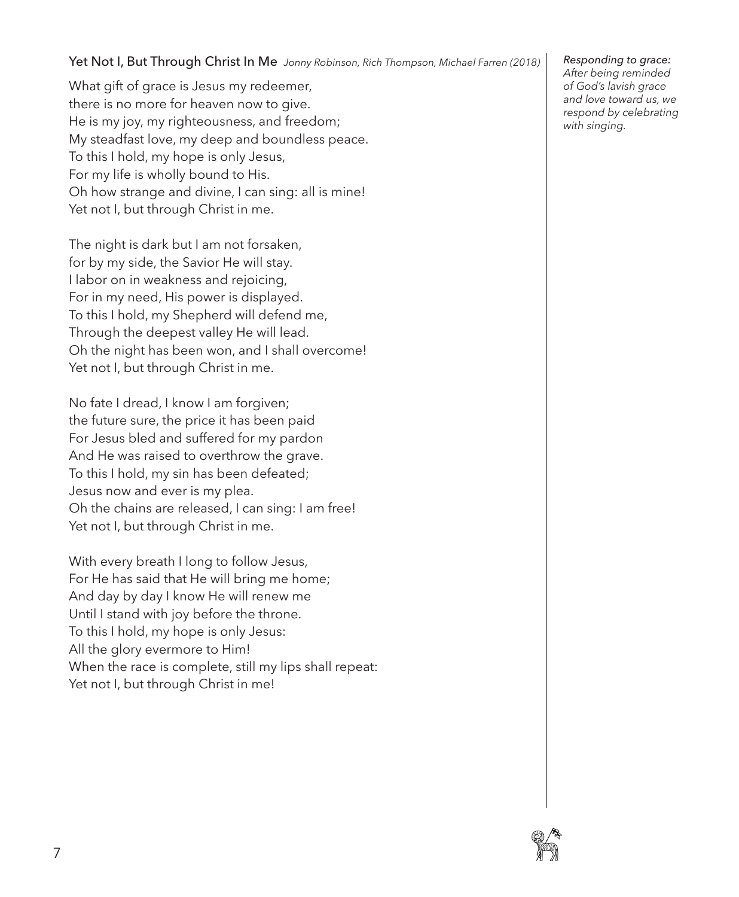**Yet Not I, But Through Christ In Me** *Jonny Robinson, Rich Thompson, Michael Farren (2018)*

*Responding to grace: After being reminded of God's lavish grace and love toward us, we respond by celebrating with singing.*

What gift of grace is Jesus my redeemer,
there is no more for heaven now to give.
He is my joy, my righteousness, and freedom;
My steadfast love, my deep and boundless peace.
To this I hold, my hope is only Jesus,
For my life is wholly bound to His.
Oh how strange and divine, I can sing: all is mine!
Yet not I, but through Christ in me.

The night is dark but I am not forsaken,
for by my side, the Savior He will stay.
I labor on in weakness and rejoicing,
For in my need, His power is displayed.
To this I hold, my Shepherd will defend me,
Through the deepest valley He will lead.
Oh the night has been won, and I shall overcome!
Yet not I, but through Christ in me.

No fate I dread, I know I am forgiven;
the future sure, the price it has been paid
For Jesus bled and suffered for my pardon
And He was raised to overthrow the grave.
To this I hold, my sin has been defeated;
Jesus now and ever is my plea.
Oh the chains are released, I can sing: I am free!
Yet not I, but through Christ in me.

With every breath I long to follow Jesus,
For He has said that He will bring me home;
And day by day I know He will renew me
Until I stand with joy before the throne.
To this I hold, my hope is only Jesus:
All the glory evermore to Him!
When the race is complete, still my lips shall repeat:
Yet not I, but through Christ in me!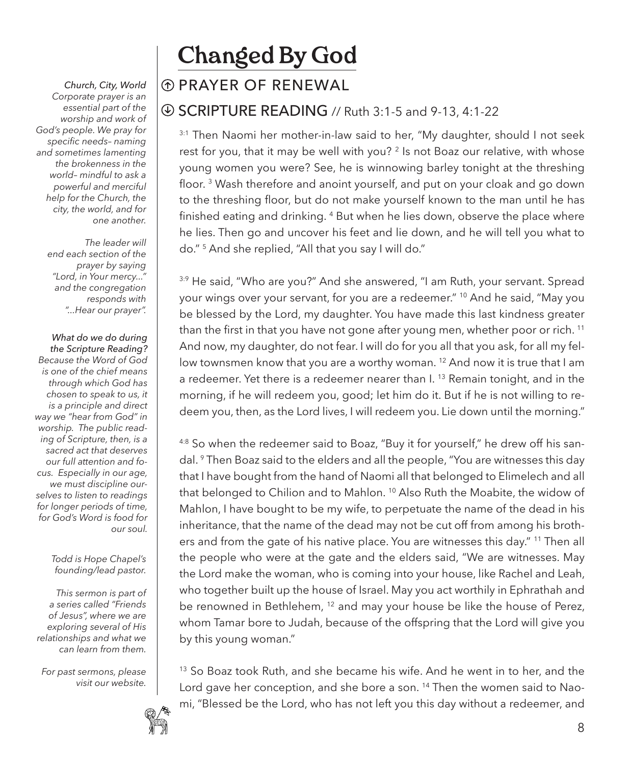# Changed By God

## ⊕ PRAYER OF RENEWAL

## ⊕ SCRIPTURE READING // Ruth 3:1-5 and 9-13, 4:1-22

[3:1] Then Naomi her mother-in-law said to her, "My daughter, should I not seek rest for you, that it may be well with you? [2] Is not Boaz our relative, with whose young women you were? See, he is winnowing barley tonight at the threshing floor. [3] Wash therefore and anoint yourself, and put on your cloak and go down to the threshing floor, but do not make yourself known to the man until he has finished eating and drinking. [4] But when he lies down, observe the place where he lies. Then go and uncover his feet and lie down, and he will tell you what to do." [5] And she replied, "All that you say I will do."

[3:9] He said, "Who are you?" And she answered, "I am Ruth, your servant. Spread your wings over your servant, for you are a redeemer." [10] And he said, "May you be blessed by the Lord, my daughter. You have made this last kindness greater than the first in that you have not gone after young men, whether poor or rich. [11] And now, my daughter, do not fear. I will do for you all that you ask, for all my fellow townsmen know that you are a worthy woman. [12] And now it is true that I am a redeemer. Yet there is a redeemer nearer than I. [13] Remain tonight, and in the morning, if he will redeem you, good; let him do it. But if he is not willing to redeem you, then, as the Lord lives, I will redeem you. Lie down until the morning."

[4:8] So when the redeemer said to Boaz, "Buy it for yourself," he drew off his sandal. [9] Then Boaz said to the elders and all the people, "You are witnesses this day that I have bought from the hand of Naomi all that belonged to Elimelech and all that belonged to Chilion and to Mahlon. [10] Also Ruth the Moabite, the widow of Mahlon, I have bought to be my wife, to perpetuate the name of the dead in his inheritance, that the name of the dead may not be cut off from among his brothers and from the gate of his native place. You are witnesses this day." [11] Then all the people who were at the gate and the elders said, "We are witnesses. May the Lord make the woman, who is coming into your house, like Rachel and Leah, who together built up the house of Israel. May you act worthily in Ephrathah and be renowned in Bethlehem, [12] and may your house be like the house of Perez, whom Tamar bore to Judah, because of the offspring that the Lord will give you by this young woman."

[13] So Boaz took Ruth, and she became his wife. And he went in to her, and the Lord gave her conception, and she bore a son. [14] Then the women said to Naomi, "Blessed be the Lord, who has not left you this day without a redeemer, and

*Church, City, World*
*Corporate prayer is an essential part of the worship and work of God's people. We pray for specific needs– naming and sometimes lamenting the brokenness in the world– mindful to ask a powerful and merciful help for the Church, the city, the world, and for one another.*

*The leader will end each section of the prayer by saying "Lord, in Your mercy..." and the congregation responds with "...Hear our prayer".*

*What do we do during the Scripture Reading?*
*Because the Word of God is one of the chief means through which God has chosen to speak to us, it is a principle and direct way we "hear from God" in worship. The public reading of Scripture, then, is a sacred act that deserves our full attention and focus. Especially in our age, we must discipline ourselves to listen to readings for longer periods of time, for God's Word is food for our soul.*

*Todd is Hope Chapel's founding/lead pastor.*

*This sermon is part of a series called "Friends of Jesus", where we are exploring several of His relationships and what we can learn from them.*

*For past sermons, please visit our website.*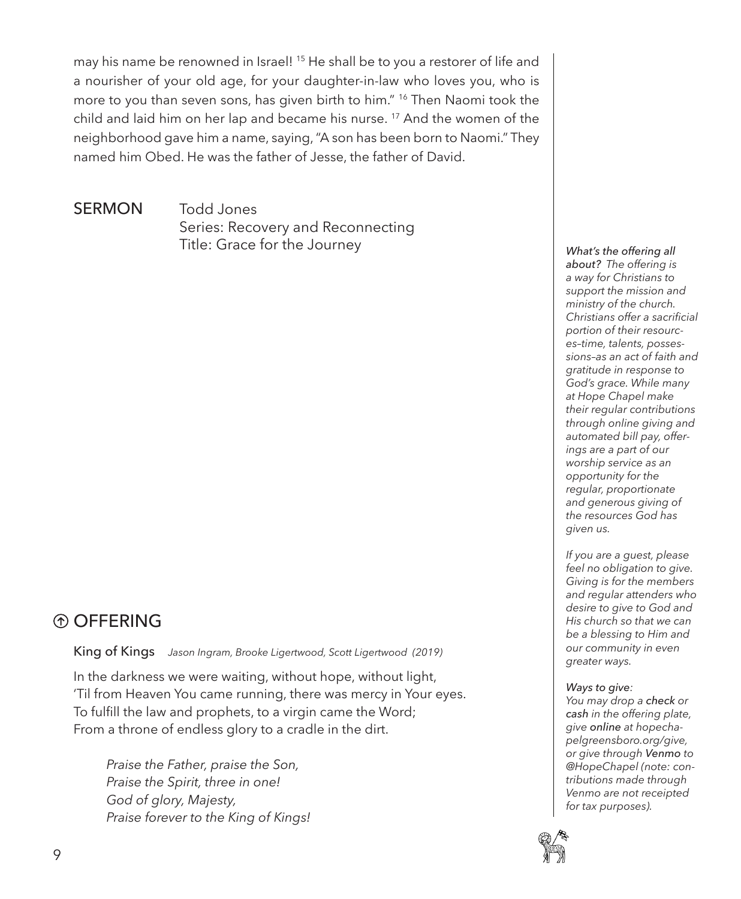may his name be renowned in Israel! [15] He shall be to you a restorer of life and a nourisher of your old age, for your daughter-in-law who loves you, who is more to you than seven sons, has given birth to him." [16] Then Naomi took the child and laid him on her lap and became his nurse. [17] And the women of the neighborhood gave him a name, saying, "A son has been born to Naomi." They named him Obed. He was the father of Jesse, the father of David.

## SERMON

Todd Jones
Series: Recovery and Reconnecting
Title: Grace for the Journey

## ⓘ OFFERING

**King of Kings** *Jason Ingram, Brooke Ligertwood, Scott Ligertwood (2019)*

In the darkness we were waiting, without hope, without light,
'Til from Heaven You came running, there was mercy in Your eyes.
To fulfill the law and prophets, to a virgin came the Word;
From a throne of endless glory to a cradle in the dirt.

> *Praise the Father, praise the Son,*
> *Praise the Spirit, three in one!*
> *God of glory, Majesty,*
> *Praise forever to the King of Kings!*

*What's the offering all about? The offering is a way for Christians to support the mission and ministry of the church. Christians offer a sacrificial portion of their resources–time, talents, possessions–as an act of faith and gratitude in response to God's grace. While many at Hope Chapel make their regular contributions through online giving and automated bill pay, offerings are a part of our worship service as an opportunity for the regular, proportionate and generous giving of the resources God has given us.*

*If you are a guest, please feel no obligation to give. Giving is for the members and regular attenders who desire to give to God and His church so that we can be a blessing to Him and our community in even greater ways.*

*Ways to give:*
*You may drop a **check** or **cash** in the offering plate, give **online** at hopechapelgreensboro.org/give, or give through **Venmo** to @HopeChapel (note: contributions made through Venmo are not receipted for tax purposes).*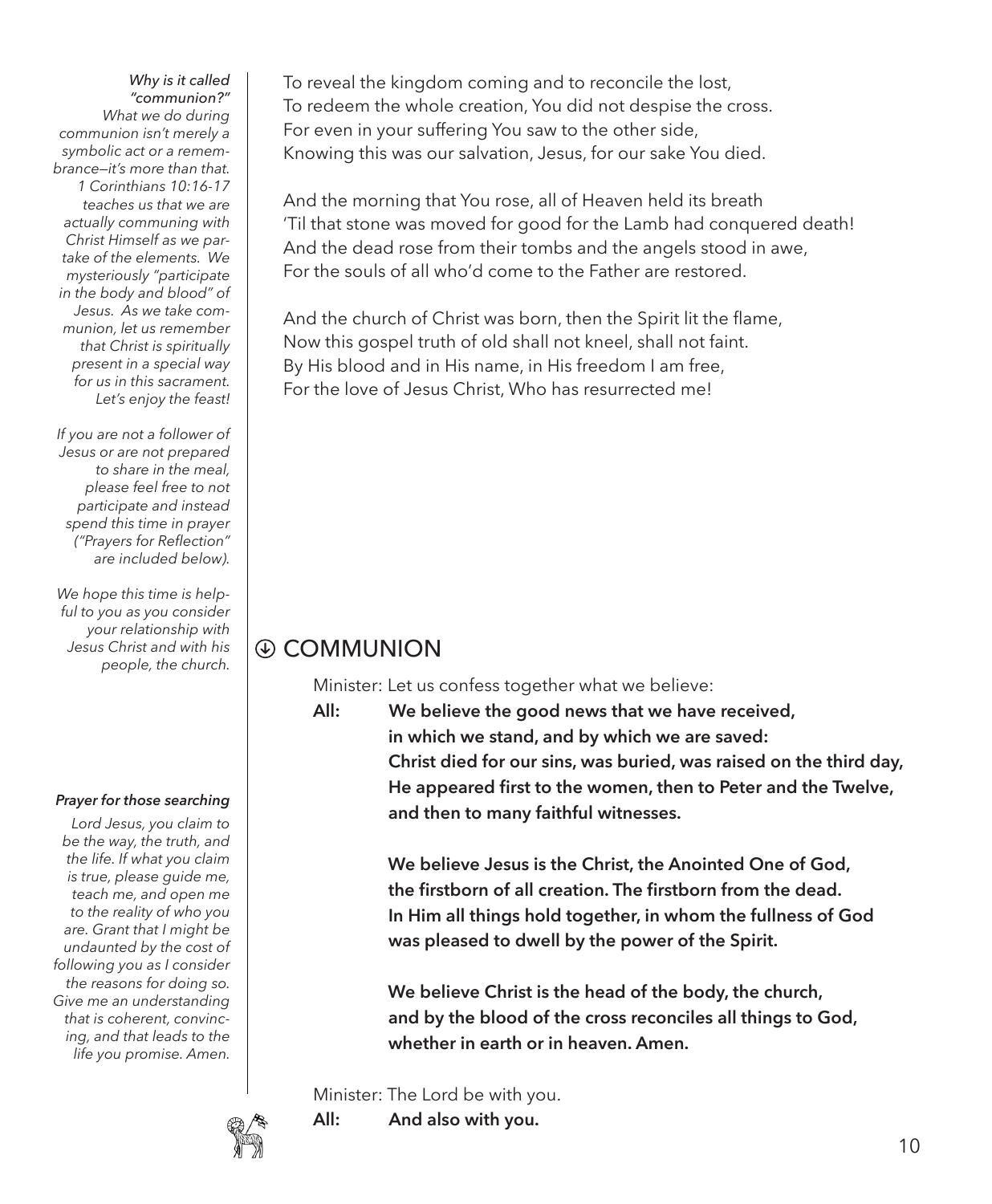*Why is it called "communion?"*
*What we do during communion isn't merely a symbolic act or a remembrance—it's more than that. 1 Corinthians 10:16-17 teaches us that we are actually communing with Christ Himself as we partake of the elements. We mysteriously "participate in the body and blood" of Jesus. As we take communion, let us remember that Christ is spiritually present in a special way for us in this sacrament. Let's enjoy the feast!*

*If you are not a follower of Jesus or are not prepared to share in the meal, please feel free to not participate and instead spend this time in prayer ("Prayers for Reflection" are included below).*

*We hope this time is helpful to you as you consider your relationship with Jesus Christ and with his people, the church.*

***Prayer for those searching***

*Lord Jesus, you claim to be the way, the truth, and the life. If what you claim is true, please guide me, teach me, and open me to the reality of who you are. Grant that I might be undaunted by the cost of following you as I consider the reasons for doing so. Give me an understanding that is coherent, convincing, and that leads to the life you promise. Amen.*

To reveal the kingdom coming and to reconcile the lost,
To redeem the whole creation, You did not despise the cross.
For even in your suffering You saw to the other side,
Knowing this was our salvation, Jesus, for our sake You died.

And the morning that You rose, all of Heaven held its breath
'Til that stone was moved for good for the Lamb had conquered death!
And the dead rose from their tombs and the angels stood in awe,
For the souls of all who'd come to the Father are restored.

And the church of Christ was born, then the Spirit lit the flame,
Now this gospel truth of old shall not kneel, shall not faint.
By His blood and in His name, in His freedom I am free,
For the love of Jesus Christ, Who has resurrected me!

## ⏀ COMMUNION

Minister: Let us confess together what we believe:

**All: We believe the good news that we have received, in which we stand, and by which we are saved: Christ died for our sins, was buried, was raised on the third day, He appeared first to the women, then to Peter and the Twelve, and then to many faithful witnesses.**

**We believe Jesus is the Christ, the Anointed One of God, the firstborn of all creation. The firstborn from the dead. In Him all things hold together, in whom the fullness of God was pleased to dwell by the power of the Spirit.**

**We believe Christ is the head of the body, the church, and by the blood of the cross reconciles all things to God, whether in earth or in heaven. Amen.**

Minister: The Lord be with you.

**All: And also with you.**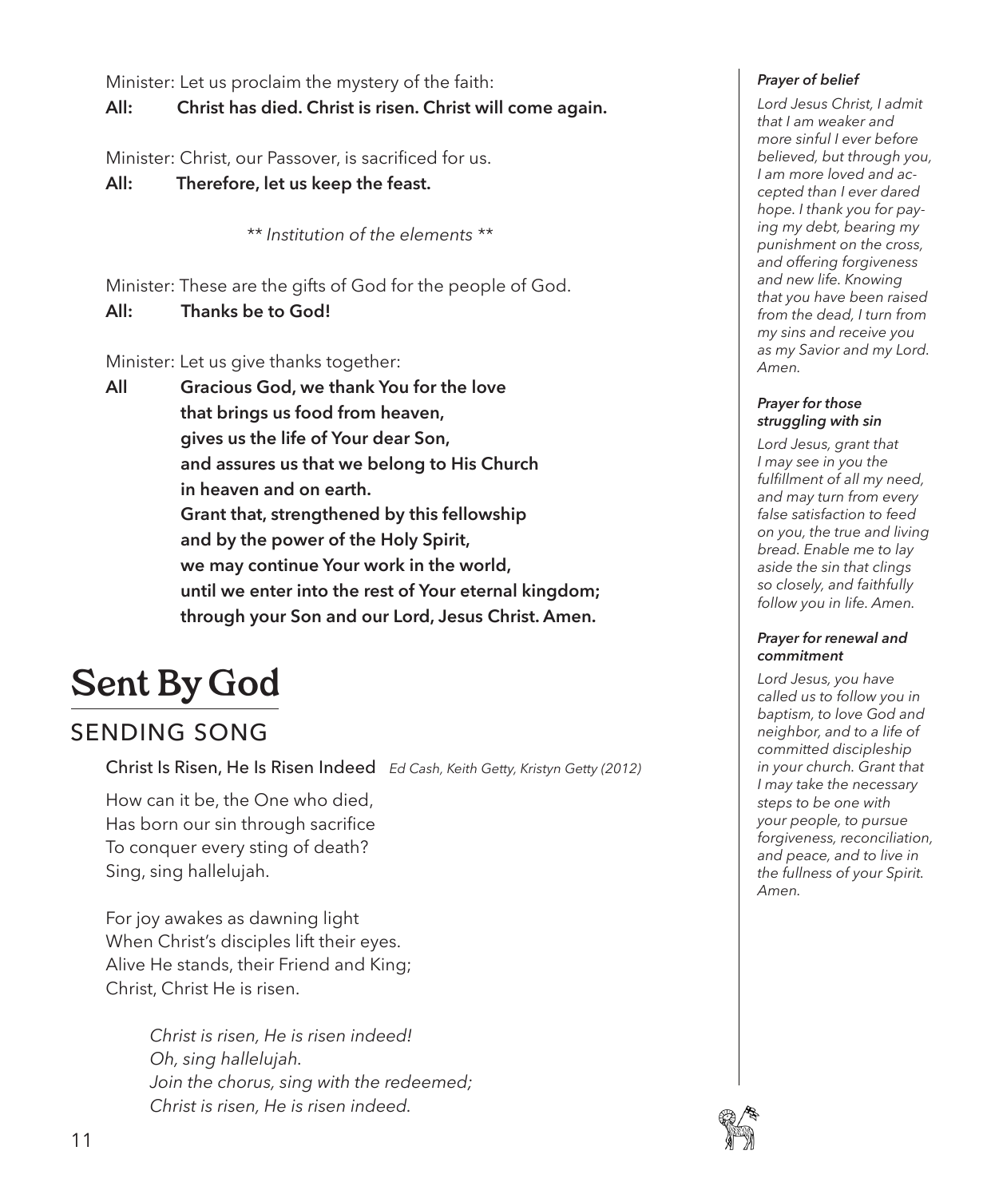Minister: Let us proclaim the mystery of the faith:

**All: Christ has died. Christ is risen. Christ will come again.**

Minister: Christ, our Passover, is sacrificed for us.

**All: Therefore, let us keep the feast.**

*\*\* Institution of the elements \*\**

Minister: These are the gifts of God for the people of God.

**All: Thanks be to God!**

Minister: Let us give thanks together:

**All Gracious God, we thank You for the love
that brings us food from heaven,
gives us the life of Your dear Son,
and assures us that we belong to His Church
in heaven and on earth.
Grant that, strengthened by this fellowship
and by the power of the Holy Spirit,
we may continue Your work in the world,
until we enter into the rest of Your eternal kingdom;
through your Son and our Lord, Jesus Christ. Amen.**

# Sent By God

## SENDING SONG

Christ Is Risen, He Is Risen Indeed *Ed Cash, Keith Getty, Kristyn Getty (2012)*

How can it be, the One who died,
Has born our sin through sacrifice
To conquer every sting of death?
Sing, sing hallelujah.

For joy awakes as dawning light
When Christ's disciples lift their eyes.
Alive He stands, their Friend and King;
Christ, Christ He is risen.

*Christ is risen, He is risen indeed!
Oh, sing hallelujah.
Join the chorus, sing with the redeemed;
Christ is risen, He is risen indeed.*

***Prayer of belief***

*Lord Jesus Christ, I admit that I am weaker and more sinful I ever before believed, but through you, I am more loved and accepted than I ever dared hope. I thank you for paying my debt, bearing my punishment on the cross, and offering forgiveness and new life. Knowing that you have been raised from the dead, I turn from my sins and receive you as my Savior and my Lord. Amen.*

***Prayer for those struggling with sin***

*Lord Jesus, grant that I may see in you the fulfillment of all my need, and may turn from every false satisfaction to feed on you, the true and living bread. Enable me to lay aside the sin that clings so closely, and faithfully follow you in life. Amen.*

***Prayer for renewal and commitment***

*Lord Jesus, you have called us to follow you in baptism, to love God and neighbor, and to a life of committed discipleship in your church. Grant that I may take the necessary steps to be one with your people, to pursue forgiveness, reconciliation, and peace, and to live in the fullness of your Spirit. Amen.*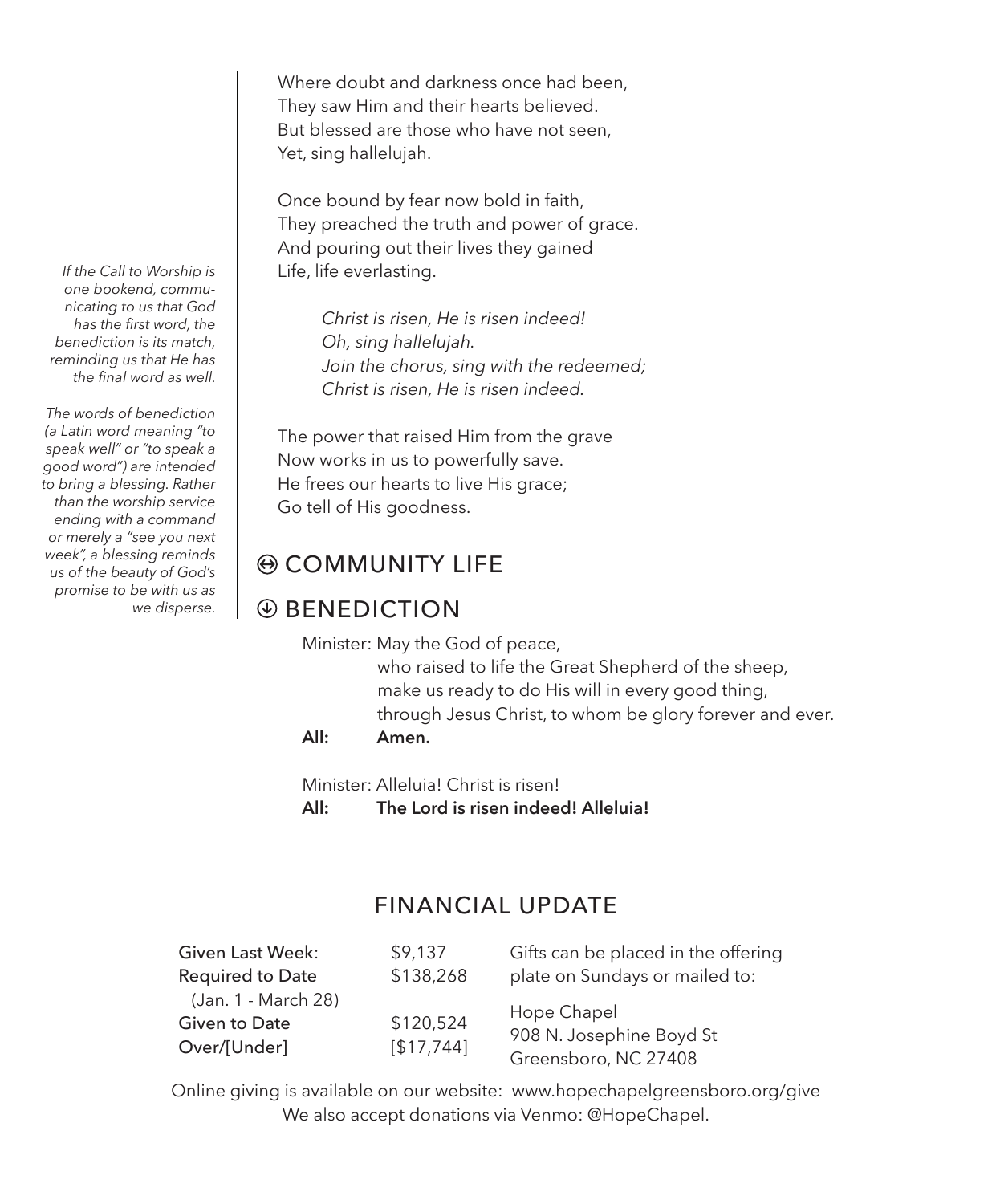*If the Call to Worship is one bookend, communicating to us that God has the first word, the benediction is its match, reminding us that He has the final word as well.*

*The words of benediction (a Latin word meaning "to speak well" or "to speak a good word") are intended to bring a blessing. Rather than the worship service ending with a command or merely a "see you next week", a blessing reminds us of the beauty of God's promise to be with us as we disperse.*

Where doubt and darkness once had been,
They saw Him and their hearts believed.
But blessed are those who have not seen,
Yet, sing hallelujah.

Once bound by fear now bold in faith,
They preached the truth and power of grace.
And pouring out their lives they gained
Life, life everlasting.

*Christ is risen, He is risen indeed!*
*Oh, sing hallelujah.*
*Join the chorus, sing with the redeemed;*
*Christ is risen, He is risen indeed.*

The power that raised Him from the grave
Now works in us to powerfully save.
He frees our hearts to live His grace;
Go tell of His goodness.

## ⊖ COMMUNITY LIFE

## ⊕ BENEDICTION

Minister: May the God of peace,
who raised to life the Great Shepherd of the sheep,
make us ready to do His will in every good thing,
through Jesus Christ, to whom be glory forever and ever.
**All: Amen.**

Minister: Alleluia! Christ is risen!
**All: The Lord is risen indeed! Alleluia!**

## FINANCIAL UPDATE

| | |
|---|---|
| **Given Last Week**: | $9,137 |
| **Required to Date** (Jan. 1 - March 28) | $138,268 |
| **Given to Date** | $120,524 |
| **Over/[Under]** | [$17,744] |

Gifts can be placed in the offering plate on Sundays or mailed to:

Hope Chapel
908 N. Josephine Boyd St
Greensboro, NC 27408

Online giving is available on our website: www.hopechapelgreensboro.org/give
We also accept donations via Venmo: @HopeChapel.